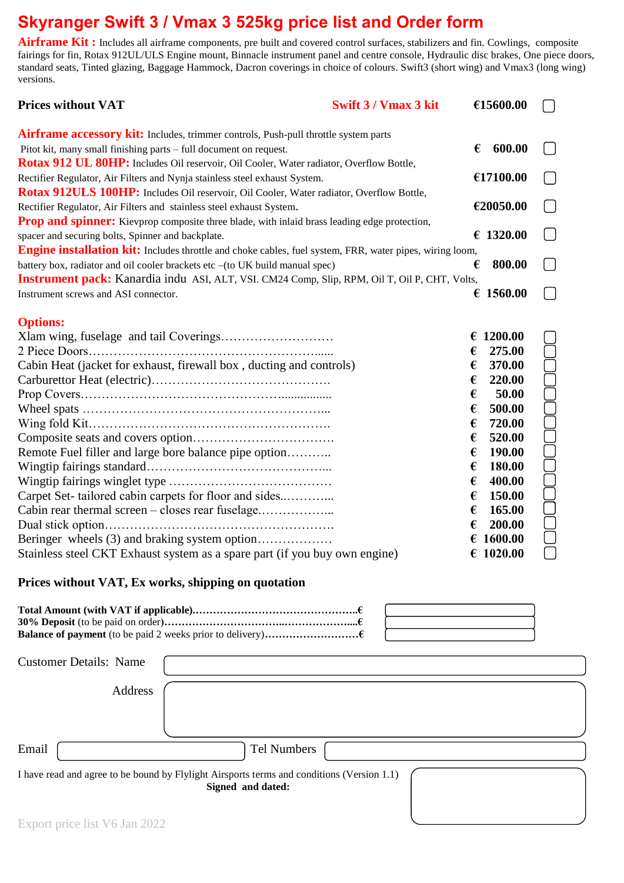# Skyranger Swift 3 / Vmax 3 525kg price list and Order form

**Airframe Kit :** Includes all airframe components, pre built and covered control surfaces, stabilizers and fin. Cowlings, composite fairings for fin, Rotax 912UL/ULS Engine mount, Binnacle instrument panel and centre console, Hydraulic disc brakes, One piece doors, standard seats, Tinted glazing, Baggage Hammock, Dacron coverings in choice of colours. Swift3 (short wing) and Vmax3 (long wing) versions.

**Prices without VAT** — **Swift 3 / Vmax 3 kit** — **€15600.00** ☐

**Airframe accessory kit:** Includes, trimmer controls, Push-pull throttle system parts Pitot kit, many small finishing parts – full document on request. — **€ 600.00** ☐

**Rotax 912 UL 80HP:** Includes Oil reservoir, Oil Cooler, Water radiator, Overflow Bottle, Rectifier Regulator, Air Filters and Nynja stainless steel exhaust System. — **€17100.00** ☐

**Rotax 912ULS 100HP:** Includes Oil reservoir, Oil Cooler, Water radiator, Overflow Bottle, Rectifier Regulator, Air Filters and stainless steel exhaust System. — **€20050.00** ☐

**Prop and spinner:** Kievprop composite three blade, with inlaid brass leading edge protection, spacer and securing bolts, Spinner and backplate. — **€ 1320.00** ☐

**Engine installation kit:** Includes throttle and choke cables, fuel system, FRR, water pipes, wiring loom, battery box, radiator and oil cooler brackets etc –(to UK build manual spec) — **€ 800.00** ☐

**Instrument pack:** Kanardia indu ASI, ALT, VSI. CM24 Comp, Slip, RPM, Oil T, Oil P, CHT, Volts, Instrument screws and ASI connector. — **€ 1560.00** ☐

## Options:

| Option | Price | |
|---|---|---|
| Xlam wing, fuselage and tail Coverings | € 1200.00 | ☐ |
| 2 Piece Doors | € 275.00 | ☐ |
| Cabin Heat (jacket for exhaust, firewall box , ducting and controls) | € 370.00 | ☐ |
| Carburettor Heat (electric) | € 220.00 | ☐ |
| Prop Covers | € 50.00 | ☐ |
| Wheel spats | € 500.00 | ☐ |
| Wing fold Kit | € 720.00 | ☐ |
| Composite seats and covers option | € 520.00 | ☐ |
| Remote Fuel filler and large bore balance pipe option | € 190.00 | ☐ |
| Wingtip fairings standard | € 180.00 | ☐ |
| Wingtip fairings winglet type | € 400.00 | ☐ |
| Carpet Set- tailored cabin carpets for floor and sides | € 150.00 | ☐ |
| Cabin rear thermal screen – closes rear fuselage | € 165.00 | ☐ |
| Dual stick option | € 200.00 | ☐ |
| Beringer wheels (3) and braking system option | € 1600.00 | ☐ |
| Stainless steel CKT Exhaust system as a spare part (if you buy own engine) | € 1020.00 | ☐ |

**Prices without VAT, Ex works, shipping on quotation**

**Total Amount (with VAT if applicable)………………………………………..€** ______

**30% Deposit** (to be paid on order)**……………………………..………………...€** ______

**Balance of payment** (to be paid 2 weeks prior to delivery)**………………………€** ______

Customer Details: Name ______

Address ______

Email ______ Tel Numbers ______

I have read and agree to be bound by Flylight Airsports terms and conditions (Version 1.1)

**Signed and dated:** ______

Export price list V6 Jan 2022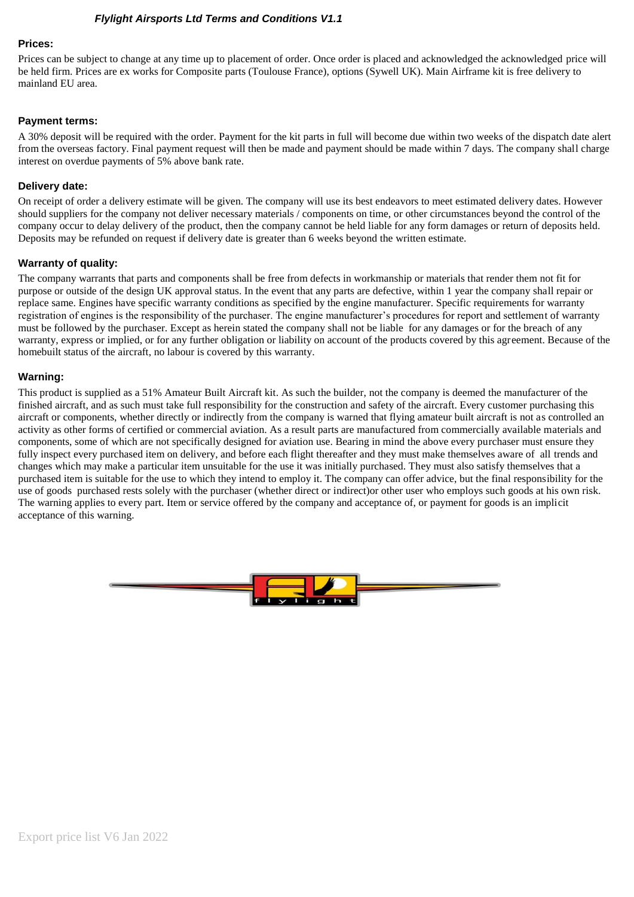***Flylight Airsports Ltd Terms and Conditions V1.1***

**Prices:**

Prices can be subject to change at any time up to placement of order. Once order is placed and acknowledged the acknowledged price will be held firm. Prices are ex works for Composite parts (Toulouse France), options (Sywell UK). Main Airframe kit is free delivery to mainland EU area.

**Payment terms:**

A 30% deposit will be required with the order. Payment for the kit parts in full will become due within two weeks of the dispatch date alert from the overseas factory. Final payment request will then be made and payment should be made within 7 days. The company shall charge interest on overdue payments of 5% above bank rate.

**Delivery date:**

On receipt of order a delivery estimate will be given. The company will use its best endeavors to meet estimated delivery dates. However should suppliers for the company not deliver necessary materials / components on time, or other circumstances beyond the control of the company occur to delay delivery of the product, then the company cannot be held liable for any form damages or return of deposits held. Deposits may be refunded on request if delivery date is greater than 6 weeks beyond the written estimate.

**Warranty of quality:**

The company warrants that parts and components shall be free from defects in workmanship or materials that render them not fit for purpose or outside of the design UK approval status. In the event that any parts are defective, within 1 year the company shall repair or replace same. Engines have specific warranty conditions as specified by the engine manufacturer. Specific requirements for warranty registration of engines is the responsibility of the purchaser. The engine manufacturer's procedures for report and settlement of warranty must be followed by the purchaser. Except as herein stated the company shall not be liable for any damages or for the breach of any warranty, express or implied, or for any further obligation or liability on account of the products covered by this agreement. Because of the homebuilt status of the aircraft, no labour is covered by this warranty.

**Warning:**

This product is supplied as a 51% Amateur Built Aircraft kit. As such the builder, not the company is deemed the manufacturer of the finished aircraft, and as such must take full responsibility for the construction and safety of the aircraft. Every customer purchasing this aircraft or components, whether directly or indirectly from the company is warned that flying amateur built aircraft is not as controlled an activity as other forms of certified or commercial aviation. As a result parts are manufactured from commercially available materials and components, some of which are not specifically designed for aviation use. Bearing in mind the above every purchaser must ensure they fully inspect every purchased item on delivery, and before each flight thereafter and they must make themselves aware of all trends and changes which may make a particular item unsuitable for the use it was initially purchased. They must also satisfy themselves that a purchased item is suitable for the use to which they intend to employ it. The company can offer advice, but the final responsibility for the use of goods purchased rests solely with the purchaser (whether direct or indirect)or other user who employs such goods at his own risk. The warning applies to every part. Item or service offered by the company and acceptance of, or payment for goods is an implicit acceptance of this warning.

flylight